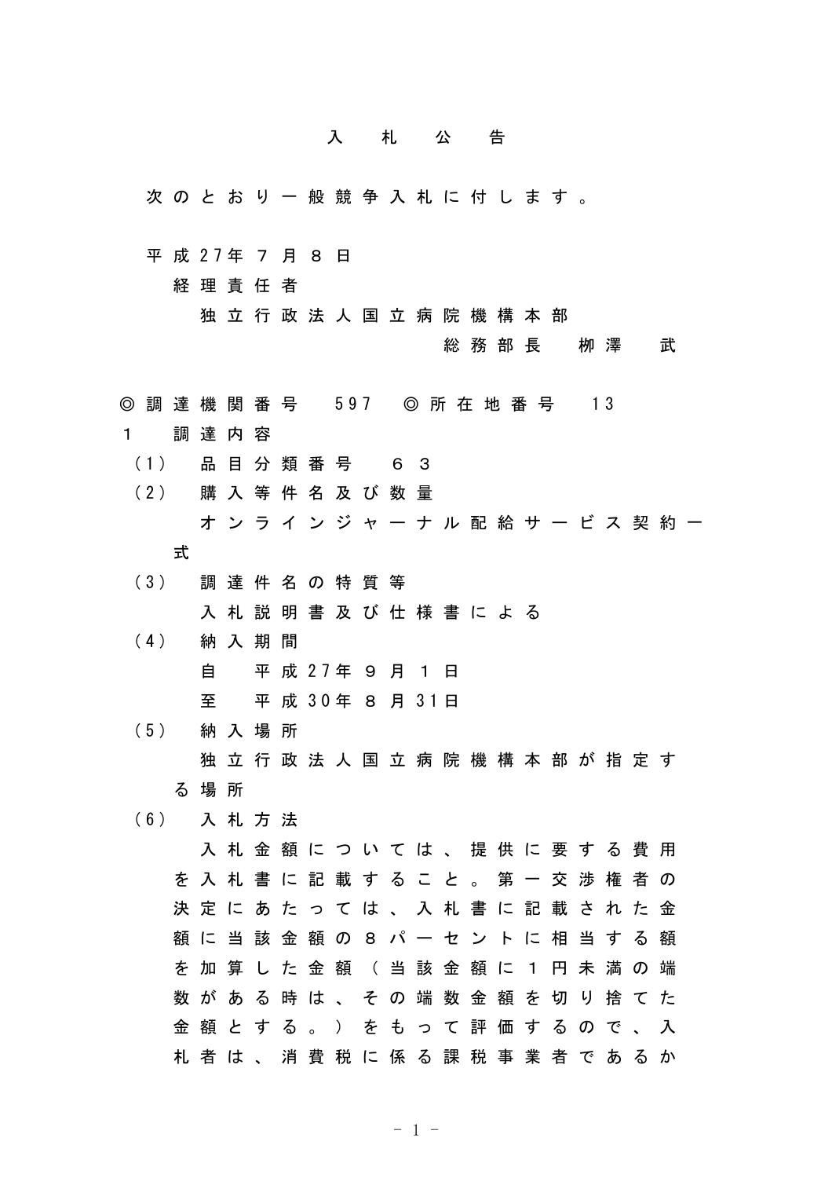# 入札公告

次のとおり一般競争入札に付します。

平成27年7月8日

経理責任者

独立行政法人国立病院機構本部

総務部長　柳澤　武

◎調達機関番号　597　◎所在地番号　13

1　調達内容

（1）　品目分類番号　６３

（2）　購入等件名及び数量

オンラインジャーナル配給サービス契約一式

（3）　調達件名の特質等

入札説明書及び仕様書による

（4）　納入期間

自　平成27年９月１日

至　平成30年８月31日

（5）　納入場所

独立行政法人国立病院機構本部が指定する場所

（6）　入札方法

入札金額については、提供に要する費用を入札書に記載すること。第一交渉権者の決定にあたっては、入札書に記載された金額に当該金額の８パーセントに相当する額を加算した金額（当該金額に１円未満の端数がある時は、その端数金額を切り捨てた金額とする。）をもって評価するので、入札者は、消費税に係る課税事業者であるか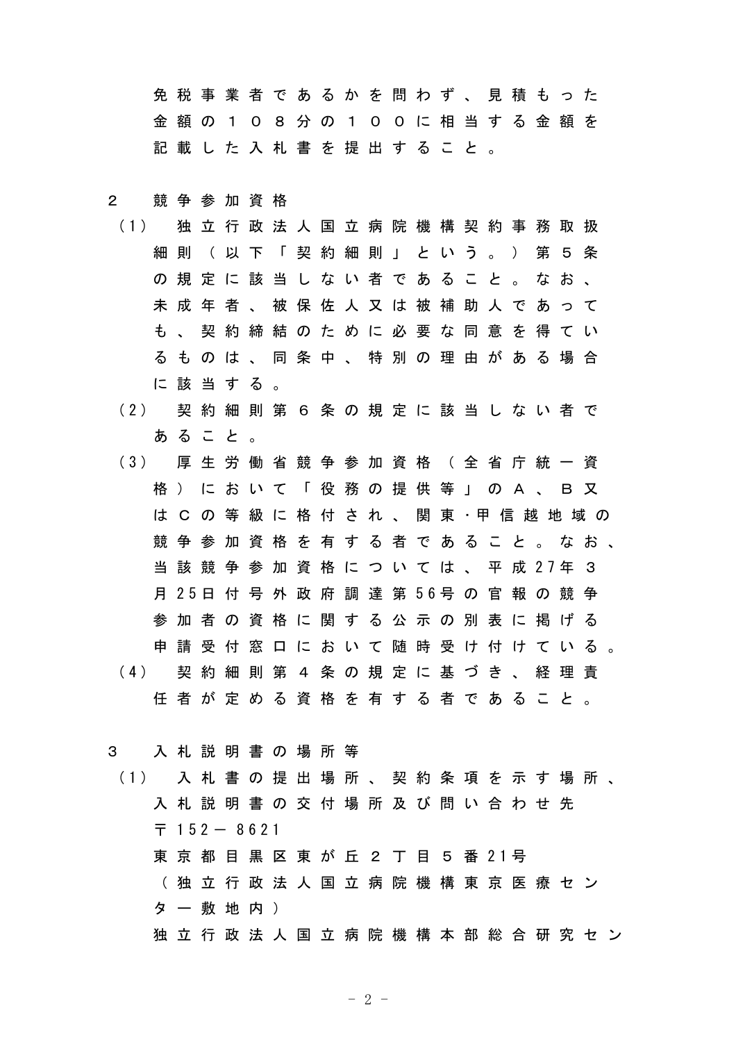免税事業者であるかを問わず、見積もった金額の１０８分の１００に相当する金額を記載した入札書を提出すること。

２　競争参加資格

（1）　独立行政法人国立病院機構契約事務取扱細則（以下「契約細則」という。）第５条の規定に該当しない者であること。なお、未成年者、被保佐人又は被補助人であっても、契約締結のために必要な同意を得ているものは、同条中、特別の理由がある場合に該当する。

（2）　契約細則第６条の規定に該当しない者であること。

（3）　厚生労働省競争参加資格（全省庁統一資格）において「役務の提供等」のＡ、Ｂ又はＣの等級に格付され、関東･甲信越地域の競争参加資格を有する者であること。なお、当該競争参加資格については、平成27年３月25日付号外政府調達第56号の官報の競争参加者の資格に関する公示の別表に掲げる申請受付窓口において随時受け付けている。

（4）　契約細則第４条の規定に基づき、経理責任者が定める資格を有する者であること。

３　入札説明書の場所等

（1）　入札書の提出場所、契約条項を示す場所、入札説明書の交付場所及び問い合わせ先

〒152－8621

東京都目黒区東が丘２丁目５番21号

（独立行政法人国立病院機構東京医療センター敷地内）

独立行政法人国立病院機構本部総合研究セン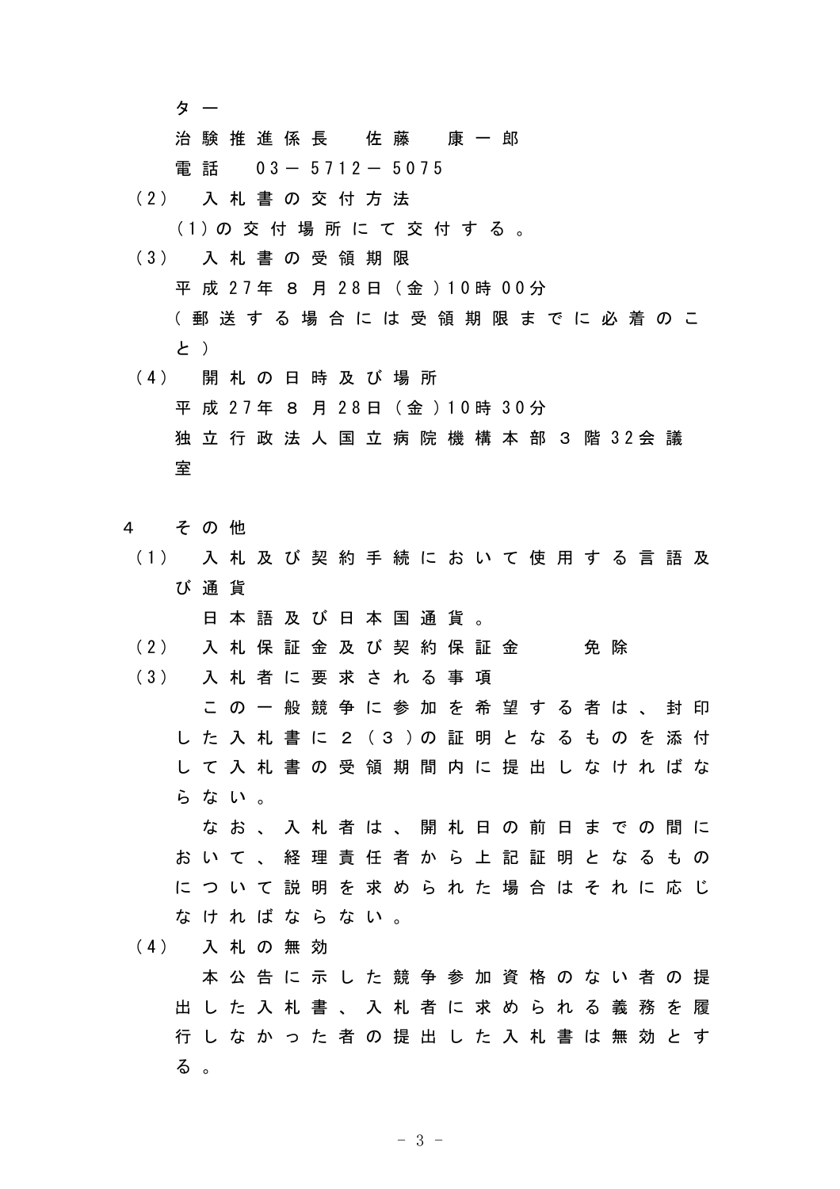ター
治験推進係長　佐藤　康一郎
電話　03－5712－5075

（2）　入札書の交付方法
(1)の交付場所にて交付する。

（3）　入札書の受領期限
平成27年 8 月28日（金）10時00分
（郵送する場合には受領期限までに必着のこと）

（4）　開札の日時及び場所
平成27年 8 月28日（金）10時30分
独立行政法人国立病院機構本部 3 階32会議室

4　その他

（1）　入札及び契約手続において使用する言語及び通貨
日本語及び日本国通貨。

（2）　入札保証金及び契約保証金　　免除

（3）　入札者に要求される事項
この一般競争に参加を希望する者は、封印した入札書に２（３）の証明となるものを添付して入札書の受領期間内に提出しなければならない。
なお、入札者は、開札日の前日までの間において、経理責任者から上記証明となるものについて説明を求められた場合はそれに応じなければならない。

（4）　入札の無効
本公告に示した競争参加資格のない者の提出した入札書、入札者に求められる義務を履行しなかった者の提出した入札書は無効とする。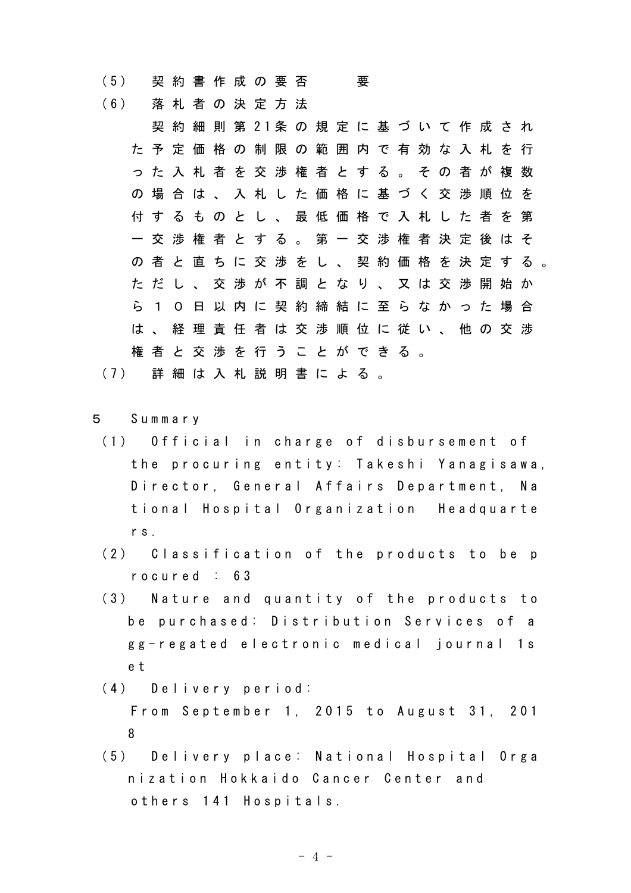（5）　契約書作成の要否　　要

（6）　落札者の決定方法

契約細則第21条の規定に基づいて作成された予定価格の制限の範囲内で有効な入札を行った入札者を交渉権者とする。その者が複数の場合は、入札した価格に基づく交渉順位を付するものとし、最低価格で入札した者を第一交渉権者とする。第一交渉権者決定後はその者と直ちに交渉をし、契約価格を決定する。ただし、交渉が不調となり、又は交渉開始から１０日以内に契約締結に至らなかった場合は、経理責任者は交渉順位に従い、他の交渉権者と交渉を行うことができる。

（7）　詳細は入札説明書による。

５　Summary

（1）　Official in charge of disbursement of the procuring entity: Takeshi Yanagisawa, Director, General Affairs Department, National Hospital Organization Headquarters.

（2）　Classification of the products to be procured : 63

（3）　Nature and quantity of the products to be purchased: Distribution Services of agg-regated electronic medical journal 1set

（4）　Delivery period:
From September 1, 2015 to August 31, 2018

（5）　Delivery place: National Hospital Organization Hokkaido Cancer Center and others 141 Hospitals.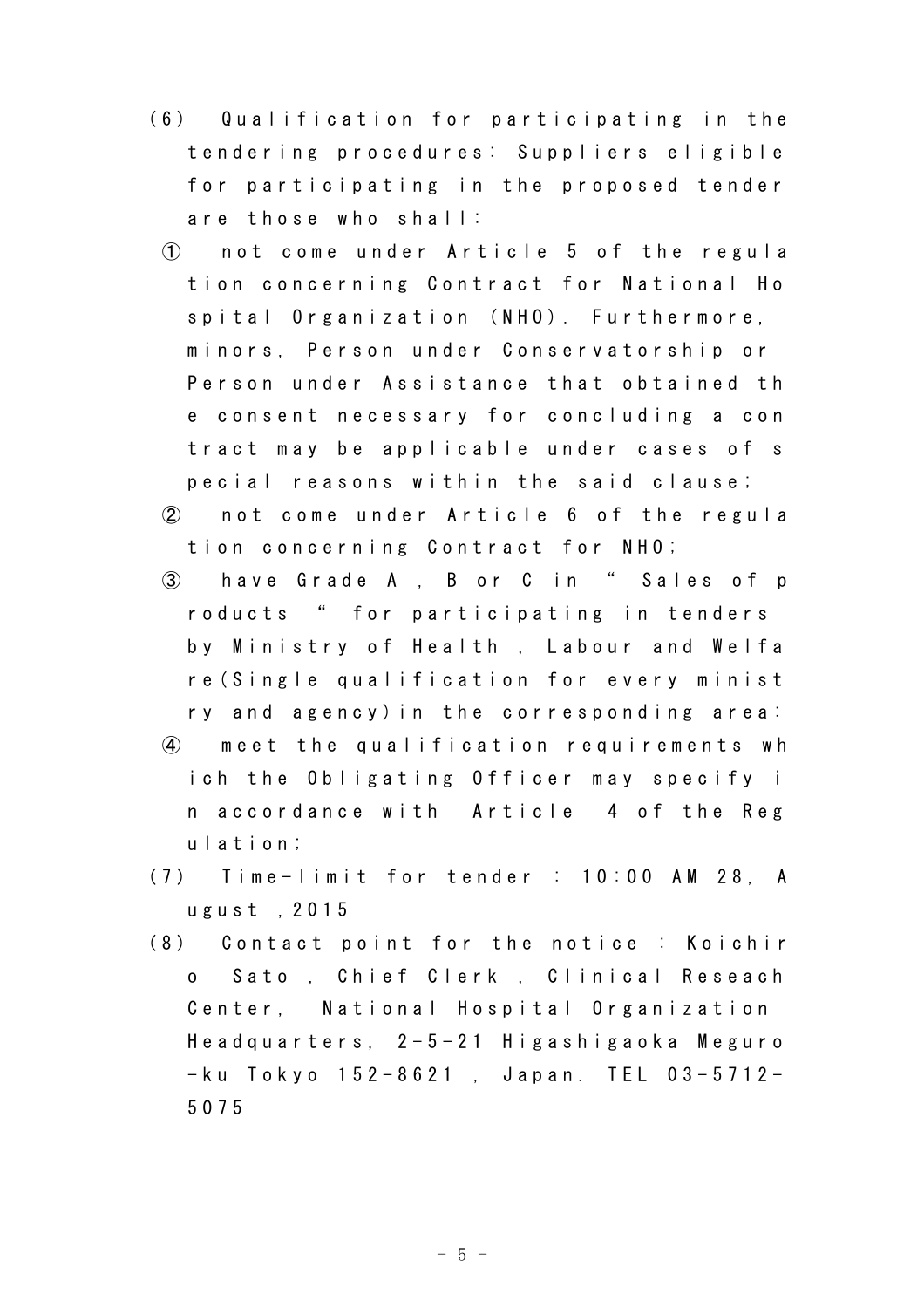(6) Qualification for participating in the tendering procedures: Suppliers eligible for participating in the proposed tender are those who shall:

① not come under Article 5 of the regulation concerning Contract for National Hospital Organization (NHO). Furthermore, minors, Person under Conservatorship or Person under Assistance that obtained the consent necessary for concluding a contract may be applicable under cases of special reasons within the said clause;

② not come under Article 6 of the regulation concerning Contract for NHO;

③ have Grade A , B or C in “ Sales of products “ for participating in tenders by Ministry of Health , Labour and Welfare(Single qualification for every ministry and agency)in the corresponding area:

④ meet the qualification requirements which the Obligating Officer may specify in accordance with Article 4 of the Regulation;

(7) Time-limit for tender : 10:00 AM 28, August ,2015

(8) Contact point for the notice : Koichiro Sato , Chief Clerk , Clinical Reseach Center, National Hospital Organization Headquarters, 2-5-21 Higashigaoka Meguro-ku Tokyo 152-8621 , Japan. TEL 03-5712-5075